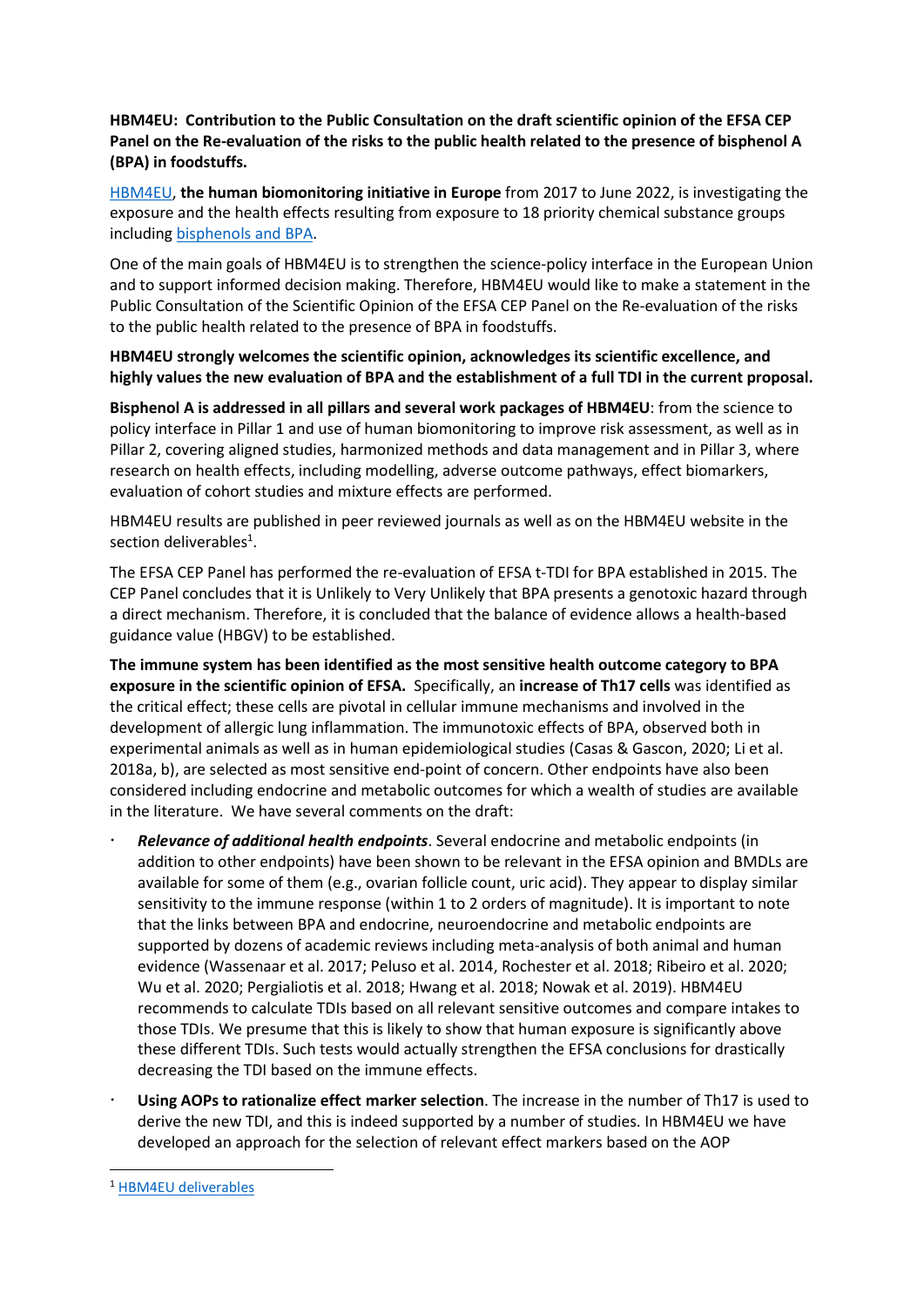**HBM4EU: Contribution to the Public Consultation on the draft scientific opinion of the EFSA CEP Panel on the Re-evaluation of the risks to the public health related to the presence of bisphenol A (BPA) in foodstuffs.**

HBM4EU, **the human biomonitoring initiative in Europe** from 2017 to June 2022, is investigating the exposure and the health effects resulting from exposure to 18 priority chemical substance groups including bisphenols and BPA.

One of the main goals of HBM4EU is to strengthen the science-policy interface in the European Union and to support informed decision making. Therefore, HBM4EU would like to make a statement in the Public Consultation of the Scientific Opinion of the EFSA CEP Panel on the Re-evaluation of the risks to the public health related to the presence of BPA in foodstuffs.

**HBM4EU strongly welcomes the scientific opinion, acknowledges its scientific excellence, and highly values the new evaluation of BPA and the establishment of a full TDI in the current proposal.**

**Bisphenol A is addressed in all pillars and several work packages of HBM4EU**: from the science to policy interface in Pillar 1 and use of human biomonitoring to improve risk assessment, as well as in Pillar 2, covering aligned studies, harmonized methods and data management and in Pillar 3, where research on health effects, including modelling, adverse outcome pathways, effect biomarkers, evaluation of cohort studies and mixture effects are performed.

HBM4EU results are published in peer reviewed journals as well as on the HBM4EU website in the section deliverables[1].

The EFSA CEP Panel has performed the re-evaluation of EFSA t-TDI for BPA established in 2015. The CEP Panel concludes that it is Unlikely to Very Unlikely that BPA presents a genotoxic hazard through a direct mechanism. Therefore, it is concluded that the balance of evidence allows a health-based guidance value (HBGV) to be established.

**The immune system has been identified as the most sensitive health outcome category to BPA exposure in the scientific opinion of EFSA.** Specifically, an **increase of Th17 cells** was identified as the critical effect; these cells are pivotal in cellular immune mechanisms and involved in the development of allergic lung inflammation. The immunotoxic effects of BPA, observed both in experimental animals as well as in human epidemiological studies (Casas & Gascon, 2020; Li et al. 2018a, b), are selected as most sensitive end-point of concern. Other endpoints have also been considered including endocrine and metabolic outcomes for which a wealth of studies are available in the literature. We have several comments on the draft:

- ***Relevance of additional health endpoints***. Several endocrine and metabolic endpoints (in addition to other endpoints) have been shown to be relevant in the EFSA opinion and BMDLs are available for some of them (e.g., ovarian follicle count, uric acid). They appear to display similar sensitivity to the immune response (within 1 to 2 orders of magnitude). It is important to note that the links between BPA and endocrine, neuroendocrine and metabolic endpoints are supported by dozens of academic reviews including meta-analysis of both animal and human evidence (Wassenaar et al. 2017; Peluso et al. 2014, Rochester et al. 2018; Ribeiro et al. 2020; Wu et al. 2020; Pergialiotis et al. 2018; Hwang et al. 2018; Nowak et al. 2019). HBM4EU recommends to calculate TDIs based on all relevant sensitive outcomes and compare intakes to those TDIs. We presume that this is likely to show that human exposure is significantly above these different TDIs. Such tests would actually strengthen the EFSA conclusions for drastically decreasing the TDI based on the immune effects.
- **Using AOPs to rationalize effect marker selection**. The increase in the number of Th17 is used to derive the new TDI, and this is indeed supported by a number of studies. In HBM4EU we have developed an approach for the selection of relevant effect markers based on the AOP

[1] HBM4EU deliverables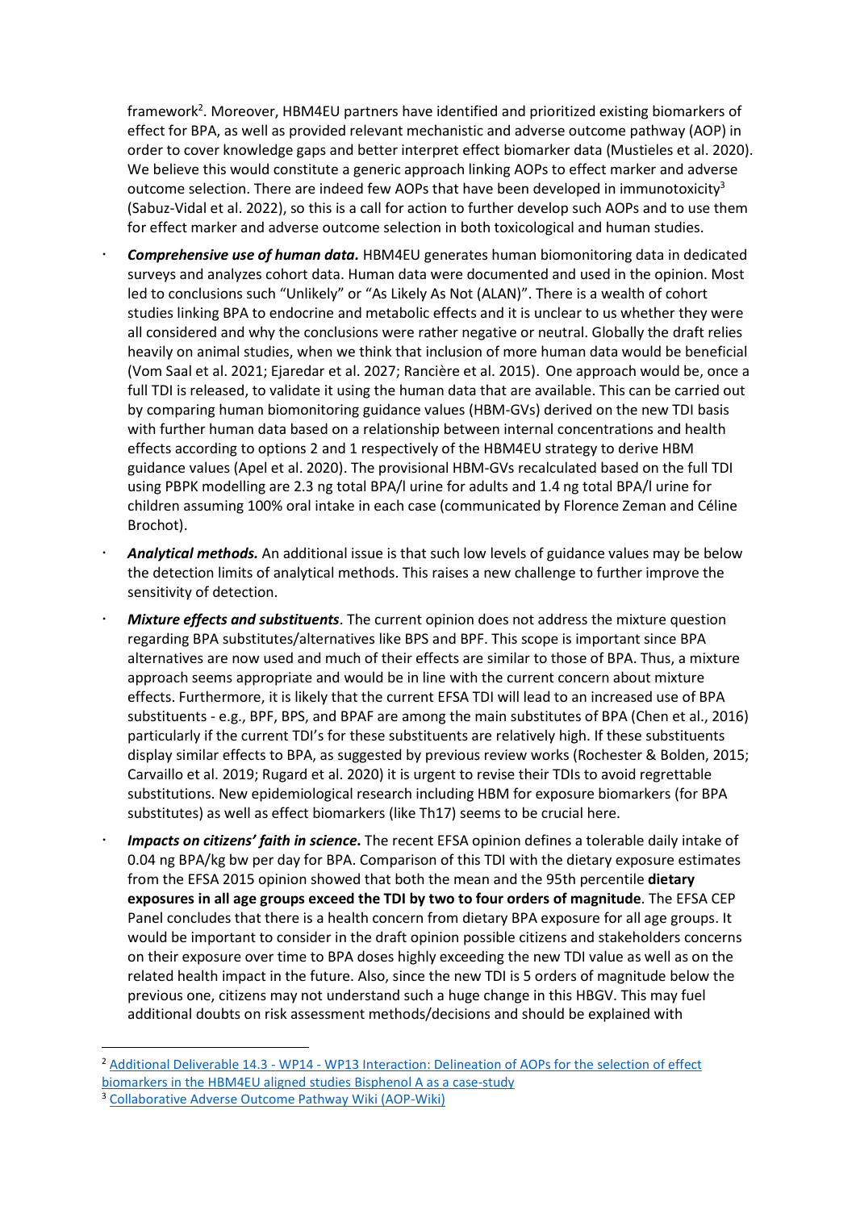framework[2]. Moreover, HBM4EU partners have identified and prioritized existing biomarkers of effect for BPA, as well as provided relevant mechanistic and adverse outcome pathway (AOP) in order to cover knowledge gaps and better interpret effect biomarker data (Mustieles et al. 2020). We believe this would constitute a generic approach linking AOPs to effect marker and adverse outcome selection. There are indeed few AOPs that have been developed in immunotoxicity[3] (Sabuz-Vidal et al. 2022), so this is a call for action to further develop such AOPs and to use them for effect marker and adverse outcome selection in both toxicological and human studies.

- ***Comprehensive use of human data.*** HBM4EU generates human biomonitoring data in dedicated surveys and analyzes cohort data. Human data were documented and used in the opinion. Most led to conclusions such "Unlikely" or "As Likely As Not (ALAN)". There is a wealth of cohort studies linking BPA to endocrine and metabolic effects and it is unclear to us whether they were all considered and why the conclusions were rather negative or neutral. Globally the draft relies heavily on animal studies, when we think that inclusion of more human data would be beneficial (Vom Saal et al. 2021; Ejaredar et al. 2027; Rancière et al. 2015). One approach would be, once a full TDI is released, to validate it using the human data that are available. This can be carried out by comparing human biomonitoring guidance values (HBM-GVs) derived on the new TDI basis with further human data based on a relationship between internal concentrations and health effects according to options 2 and 1 respectively of the HBM4EU strategy to derive HBM guidance values (Apel et al. 2020). The provisional HBM-GVs recalculated based on the full TDI using PBPK modelling are 2.3 ng total BPA/l urine for adults and 1.4 ng total BPA/l urine for children assuming 100% oral intake in each case (communicated by Florence Zeman and Céline Brochot).
- ***Analytical methods.*** An additional issue is that such low levels of guidance values may be below the detection limits of analytical methods. This raises a new challenge to further improve the sensitivity of detection.
- ***Mixture effects and substituents***. The current opinion does not address the mixture question regarding BPA substitutes/alternatives like BPS and BPF. This scope is important since BPA alternatives are now used and much of their effects are similar to those of BPA. Thus, a mixture approach seems appropriate and would be in line with the current concern about mixture effects. Furthermore, it is likely that the current EFSA TDI will lead to an increased use of BPA substituents - e.g., BPF, BPS, and BPAF are among the main substitutes of BPA (Chen et al., 2016) particularly if the current TDI's for these substituents are relatively high. If these substituents display similar effects to BPA, as suggested by previous review works (Rochester & Bolden, 2015; Carvaillo et al. 2019; Rugard et al. 2020) it is urgent to revise their TDIs to avoid regrettable substitutions. New epidemiological research including HBM for exposure biomarkers (for BPA substitutes) as well as effect biomarkers (like Th17) seems to be crucial here.
- ***Impacts on citizens' faith in science.*** The recent EFSA opinion defines a tolerable daily intake of 0.04 ng BPA/kg bw per day for BPA. Comparison of this TDI with the dietary exposure estimates from the EFSA 2015 opinion showed that both the mean and the 95th percentile **dietary exposures in all age groups exceed the TDI by two to four orders of magnitude**. The EFSA CEP Panel concludes that there is a health concern from dietary BPA exposure for all age groups. It would be important to consider in the draft opinion possible citizens and stakeholders concerns on their exposure over time to BPA doses highly exceeding the new TDI value as well as on the related health impact in the future. Also, since the new TDI is 5 orders of magnitude below the previous one, citizens may not understand such a huge change in this HBGV. This may fuel additional doubts on risk assessment methods/decisions and should be explained with

[2] Additional Deliverable 14.3 - WP14 - WP13 Interaction: Delineation of AOPs for the selection of effect biomarkers in the HBM4EU aligned studies Bisphenol A as a case-study

[3] Collaborative Adverse Outcome Pathway Wiki (AOP-Wiki)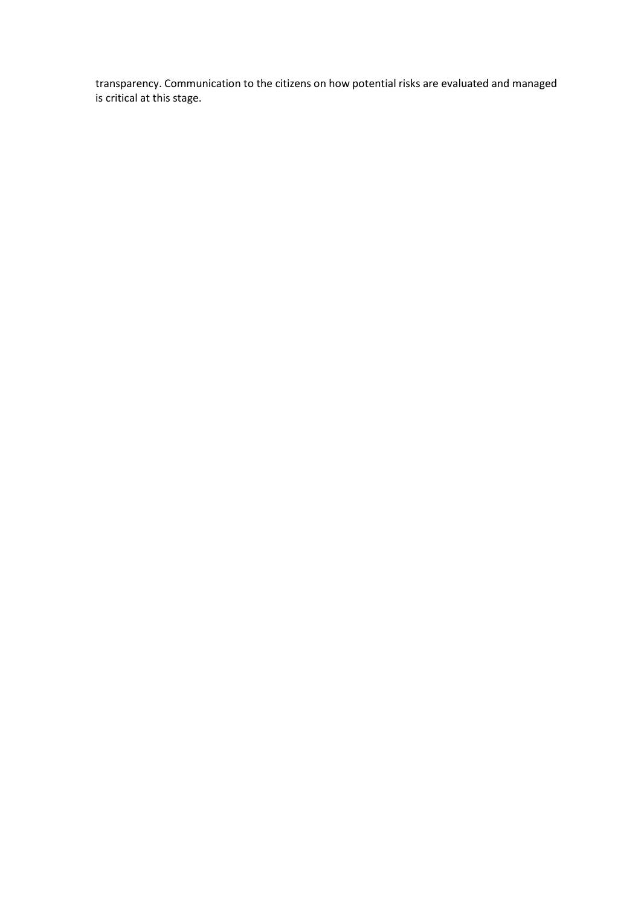transparency. Communication to the citizens on how potential risks are evaluated and managed is critical at this stage.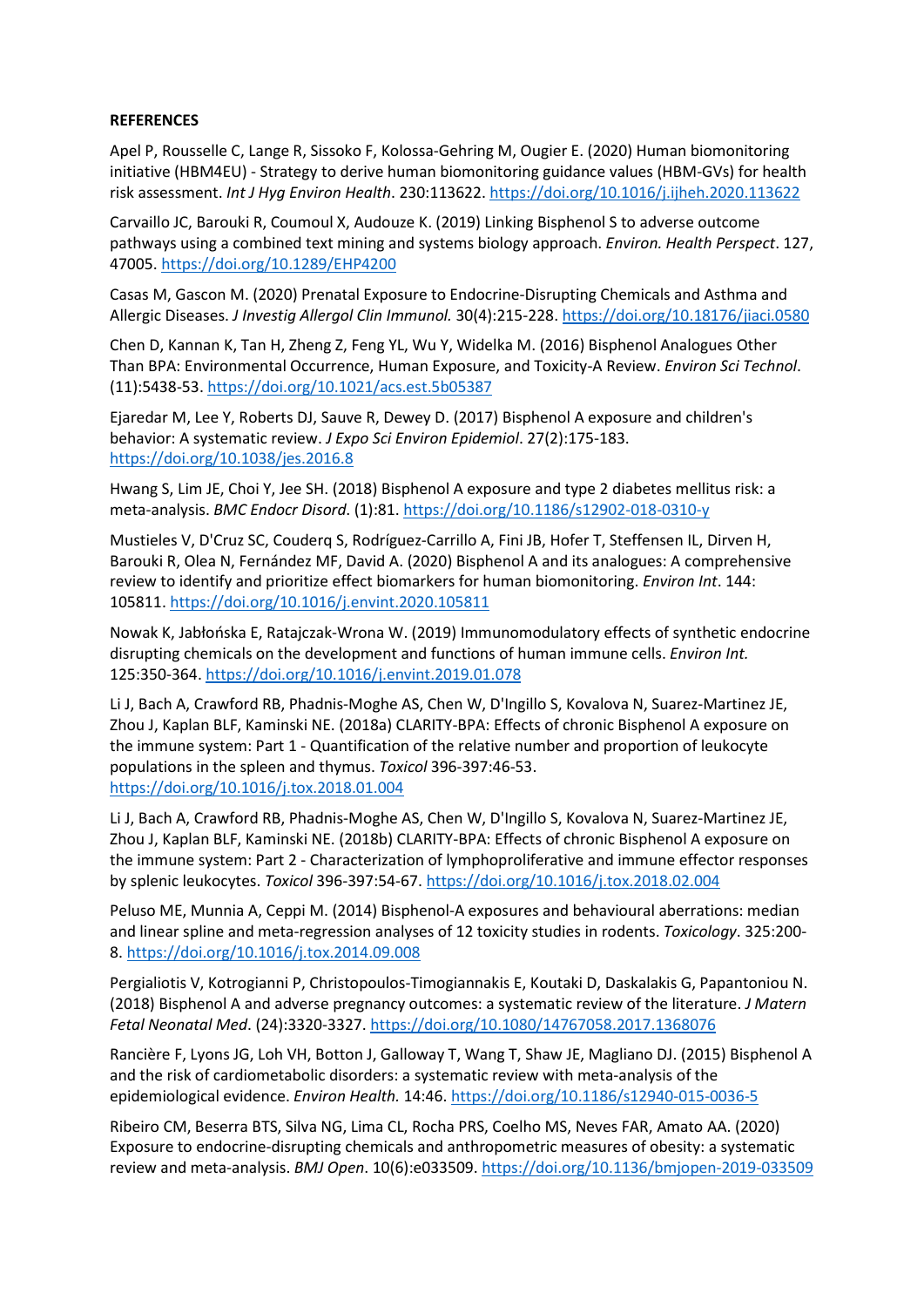**REFERENCES**

Apel P, Rousselle C, Lange R, Sissoko F, Kolossa-Gehring M, Ougier E. (2020) Human biomonitoring initiative (HBM4EU) - Strategy to derive human biomonitoring guidance values (HBM-GVs) for health risk assessment. *Int J Hyg Environ Health*. 230:113622. https://doi.org/10.1016/j.ijheh.2020.113622

Carvaillo JC, Barouki R, Coumoul X, Audouze K. (2019) Linking Bisphenol S to adverse outcome pathways using a combined text mining and systems biology approach. *Environ. Health Perspect*. 127, 47005. https://doi.org/10.1289/EHP4200

Casas M, Gascon M. (2020) Prenatal Exposure to Endocrine-Disrupting Chemicals and Asthma and Allergic Diseases. *J Investig Allergol Clin Immunol.* 30(4):215-228. https://doi.org/10.18176/jiaci.0580

Chen D, Kannan K, Tan H, Zheng Z, Feng YL, Wu Y, Widelka M. (2016) Bisphenol Analogues Other Than BPA: Environmental Occurrence, Human Exposure, and Toxicity-A Review. *Environ Sci Technol*. (11):5438-53. https://doi.org/10.1021/acs.est.5b05387

Ejaredar M, Lee Y, Roberts DJ, Sauve R, Dewey D. (2017) Bisphenol A exposure and children's behavior: A systematic review. *J Expo Sci Environ Epidemiol*. 27(2):175-183. https://doi.org/10.1038/jes.2016.8

Hwang S, Lim JE, Choi Y, Jee SH. (2018) Bisphenol A exposure and type 2 diabetes mellitus risk: a meta-analysis. *BMC Endocr Disord*. (1):81. https://doi.org/10.1186/s12902-018-0310-y

Mustieles V, D'Cruz SC, Couderq S, Rodríguez-Carrillo A, Fini JB, Hofer T, Steffensen IL, Dirven H, Barouki R, Olea N, Fernández MF, David A. (2020) Bisphenol A and its analogues: A comprehensive review to identify and prioritize effect biomarkers for human biomonitoring. *Environ Int*. 144: 105811. https://doi.org/10.1016/j.envint.2020.105811

Nowak K, Jabłońska E, Ratajczak-Wrona W. (2019) Immunomodulatory effects of synthetic endocrine disrupting chemicals on the development and functions of human immune cells. *Environ Int.* 125:350-364. https://doi.org/10.1016/j.envint.2019.01.078

Li J, Bach A, Crawford RB, Phadnis-Moghe AS, Chen W, D'Ingillo S, Kovalova N, Suarez-Martinez JE, Zhou J, Kaplan BLF, Kaminski NE. (2018a) CLARITY-BPA: Effects of chronic Bisphenol A exposure on the immune system: Part 1 - Quantification of the relative number and proportion of leukocyte populations in the spleen and thymus. *Toxicol* 396-397:46-53. https://doi.org/10.1016/j.tox.2018.01.004

Li J, Bach A, Crawford RB, Phadnis-Moghe AS, Chen W, D'Ingillo S, Kovalova N, Suarez-Martinez JE, Zhou J, Kaplan BLF, Kaminski NE. (2018b) CLARITY-BPA: Effects of chronic Bisphenol A exposure on the immune system: Part 2 - Characterization of lymphoproliferative and immune effector responses by splenic leukocytes. *Toxicol* 396-397:54-67. https://doi.org/10.1016/j.tox.2018.02.004

Peluso ME, Munnia A, Ceppi M. (2014) Bisphenol-A exposures and behavioural aberrations: median and linear spline and meta-regression analyses of 12 toxicity studies in rodents. *Toxicology*. 325:200-8. https://doi.org/10.1016/j.tox.2014.09.008

Pergialiotis V, Kotrogianni P, Christopoulos-Timogiannakis E, Koutaki D, Daskalakis G, Papantoniou N. (2018) Bisphenol A and adverse pregnancy outcomes: a systematic review of the literature. *J Matern Fetal Neonatal Med*. (24):3320-3327. https://doi.org/10.1080/14767058.2017.1368076

Rancière F, Lyons JG, Loh VH, Botton J, Galloway T, Wang T, Shaw JE, Magliano DJ. (2015) Bisphenol A and the risk of cardiometabolic disorders: a systematic review with meta-analysis of the epidemiological evidence. *Environ Health.* 14:46. https://doi.org/10.1186/s12940-015-0036-5

Ribeiro CM, Beserra BTS, Silva NG, Lima CL, Rocha PRS, Coelho MS, Neves FAR, Amato AA. (2020) Exposure to endocrine-disrupting chemicals and anthropometric measures of obesity: a systematic review and meta-analysis. *BMJ Open*. 10(6):e033509. https://doi.org/10.1136/bmjopen-2019-033509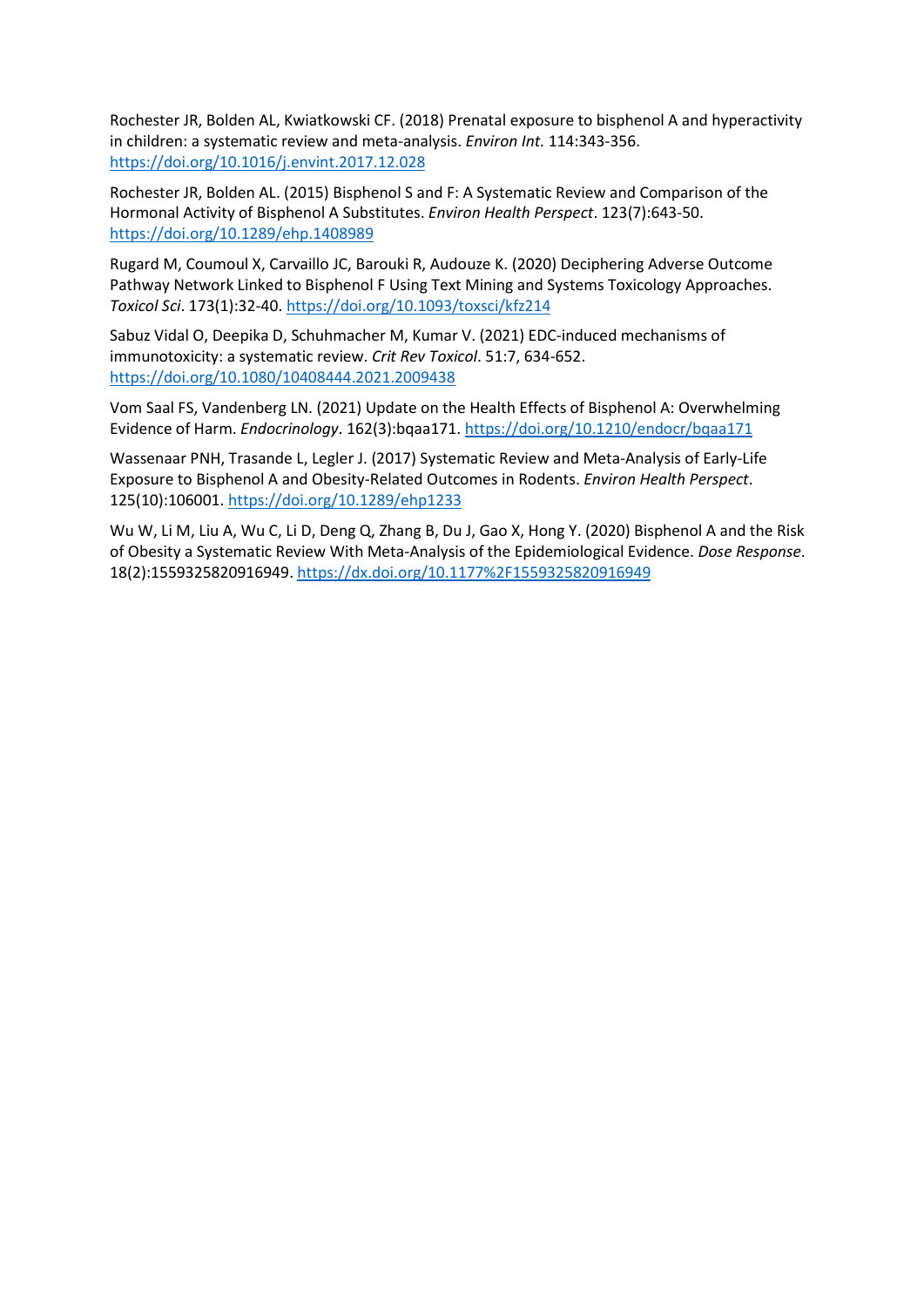Rochester JR, Bolden AL, Kwiatkowski CF. (2018) Prenatal exposure to bisphenol A and hyperactivity in children: a systematic review and meta-analysis. *Environ Int.* 114:343-356. https://doi.org/10.1016/j.envint.2017.12.028

Rochester JR, Bolden AL. (2015) Bisphenol S and F: A Systematic Review and Comparison of the Hormonal Activity of Bisphenol A Substitutes. *Environ Health Perspect*. 123(7):643-50. https://doi.org/10.1289/ehp.1408989

Rugard M, Coumoul X, Carvaillo JC, Barouki R, Audouze K. (2020) Deciphering Adverse Outcome Pathway Network Linked to Bisphenol F Using Text Mining and Systems Toxicology Approaches. *Toxicol Sci*. 173(1):32-40. https://doi.org/10.1093/toxsci/kfz214

Sabuz Vidal O, Deepika D, Schuhmacher M, Kumar V. (2021) EDC-induced mechanisms of immunotoxicity: a systematic review. *Crit Rev Toxicol*. 51:7, 634-652. https://doi.org/10.1080/10408444.2021.2009438

Vom Saal FS, Vandenberg LN. (2021) Update on the Health Effects of Bisphenol A: Overwhelming Evidence of Harm. *Endocrinology*. 162(3):bqaa171. https://doi.org/10.1210/endocr/bqaa171

Wassenaar PNH, Trasande L, Legler J. (2017) Systematic Review and Meta-Analysis of Early-Life Exposure to Bisphenol A and Obesity-Related Outcomes in Rodents. *Environ Health Perspect*. 125(10):106001. https://doi.org/10.1289/ehp1233

Wu W, Li M, Liu A, Wu C, Li D, Deng Q, Zhang B, Du J, Gao X, Hong Y. (2020) Bisphenol A and the Risk of Obesity a Systematic Review With Meta-Analysis of the Epidemiological Evidence. *Dose Response*. 18(2):1559325820916949. https://dx.doi.org/10.1177%2F1559325820916949